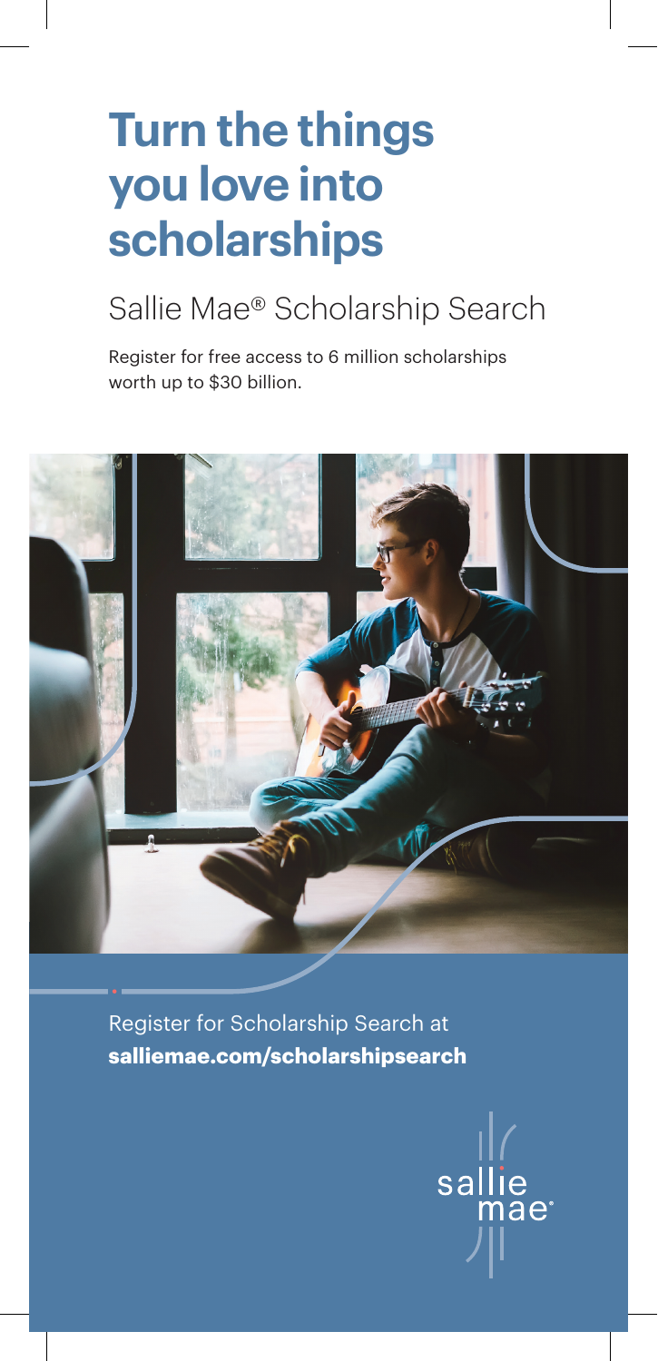# Turn the things you love into scholarships

## Sallie Mae® Scholarship Search

Register for free access to 6 million scholarships worth up to $30 billion.

Register for Scholarship Search at **salliemae.com/scholarshipsearch**

sallie mae®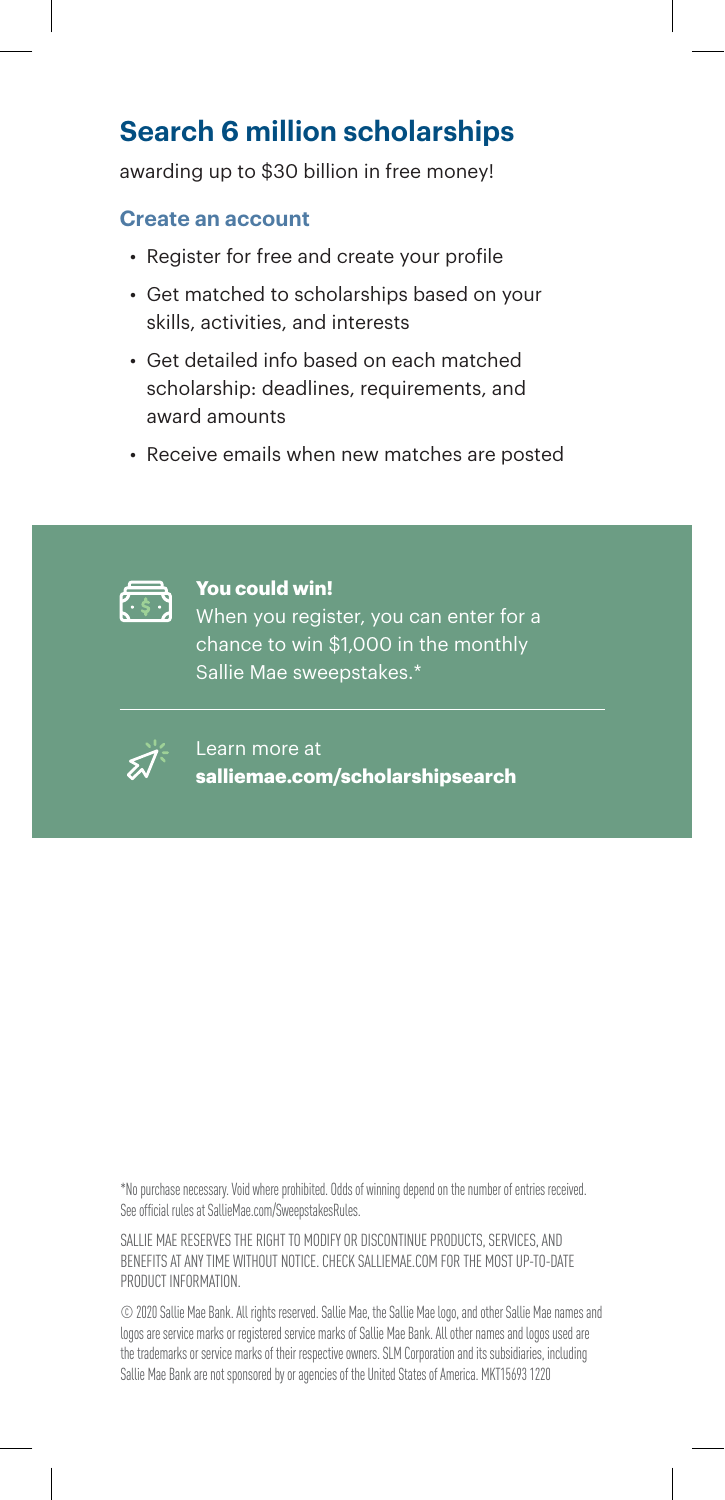## Search 6 million scholarships

awarding up to $30 billion in free money!

### Create an account

- Register for free and create your profile
- Get matched to scholarships based on your skills, activities, and interests
- Get detailed info based on each matched scholarship: deadlines, requirements, and award amounts
- Receive emails when new matches are posted

**You could win!**
When you register, you can enter for a chance to win $1,000 in the monthly Sallie Mae sweepstakes.*

Learn more at
**salliemae.com/scholarshipsearch**

*No purchase necessary. Void where prohibited. Odds of winning depend on the number of entries received. See official rules at SallieMae.com/SweepstakesRules.

SALLIE MAE RESERVES THE RIGHT TO MODIFY OR DISCONTINUE PRODUCTS, SERVICES, AND BENEFITS AT ANY TIME WITHOUT NOTICE. CHECK SALLIEMAE.COM FOR THE MOST UP-TO-DATE PRODUCT INFORMATION.

© 2020 Sallie Mae Bank. All rights reserved. Sallie Mae, the Sallie Mae logo, and other Sallie Mae names and logos are service marks or registered service marks of Sallie Mae Bank. All other names and logos used are the trademarks or service marks of their respective owners. SLM Corporation and its subsidiaries, including Sallie Mae Bank are not sponsored by or agencies of the United States of America. MKT15693 1220